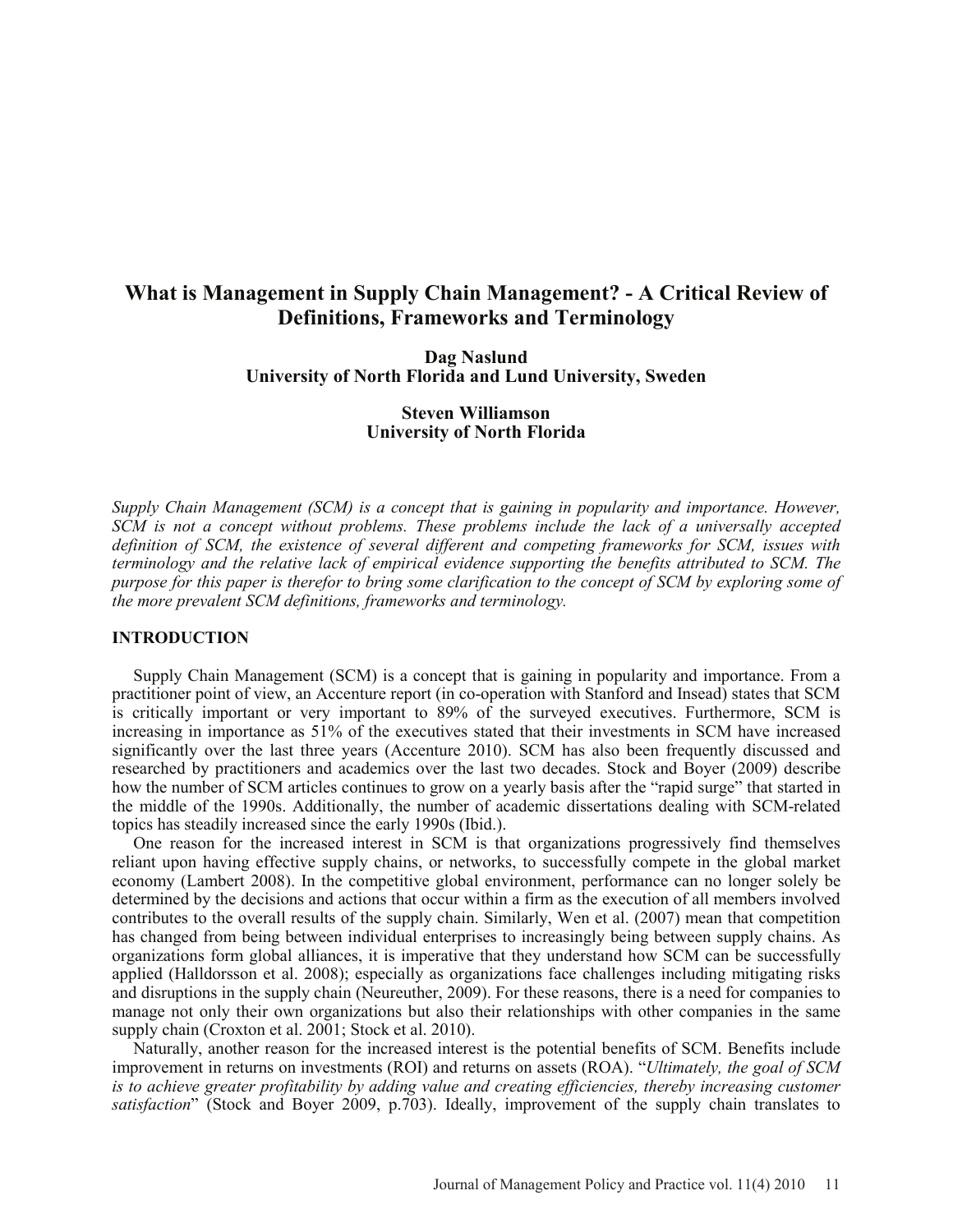# What is Management in Supply Chain Management? - A Critical Review of Definitions, Frameworks and Terminology

**Dag Naslund**
**University of North Florida and Lund University, Sweden**

**Steven Williamson**
**University of North Florida**

*Supply Chain Management (SCM) is a concept that is gaining in popularity and importance. However, SCM is not a concept without problems. These problems include the lack of a universally accepted definition of SCM, the existence of several different and competing frameworks for SCM, issues with terminology and the relative lack of empirical evidence supporting the benefits attributed to SCM. The purpose for this paper is therefor to bring some clarification to the concept of SCM by exploring some of the more prevalent SCM definitions, frameworks and terminology.*

## INTRODUCTION

Supply Chain Management (SCM) is a concept that is gaining in popularity and importance. From a practitioner point of view, an Accenture report (in co-operation with Stanford and Insead) states that SCM is critically important or very important to 89% of the surveyed executives. Furthermore, SCM is increasing in importance as 51% of the executives stated that their investments in SCM have increased significantly over the last three years (Accenture 2010). SCM has also been frequently discussed and researched by practitioners and academics over the last two decades. Stock and Boyer (2009) describe how the number of SCM articles continues to grow on a yearly basis after the "rapid surge" that started in the middle of the 1990s. Additionally, the number of academic dissertations dealing with SCM-related topics has steadily increased since the early 1990s (Ibid.).

One reason for the increased interest in SCM is that organizations progressively find themselves reliant upon having effective supply chains, or networks, to successfully compete in the global market economy (Lambert 2008). In the competitive global environment, performance can no longer solely be determined by the decisions and actions that occur within a firm as the execution of all members involved contributes to the overall results of the supply chain. Similarly, Wen et al. (2007) mean that competition has changed from being between individual enterprises to increasingly being between supply chains. As organizations form global alliances, it is imperative that they understand how SCM can be successfully applied (Halldorsson et al. 2008); especially as organizations face challenges including mitigating risks and disruptions in the supply chain (Neureuther, 2009). For these reasons, there is a need for companies to manage not only their own organizations but also their relationships with other companies in the same supply chain (Croxton et al. 2001; Stock et al. 2010).

Naturally, another reason for the increased interest is the potential benefits of SCM. Benefits include improvement in returns on investments (ROI) and returns on assets (ROA). "*Ultimately, the goal of SCM is to achieve greater profitability by adding value and creating efficiencies, thereby increasing customer satisfaction*" (Stock and Boyer 2009, p.703). Ideally, improvement of the supply chain translates to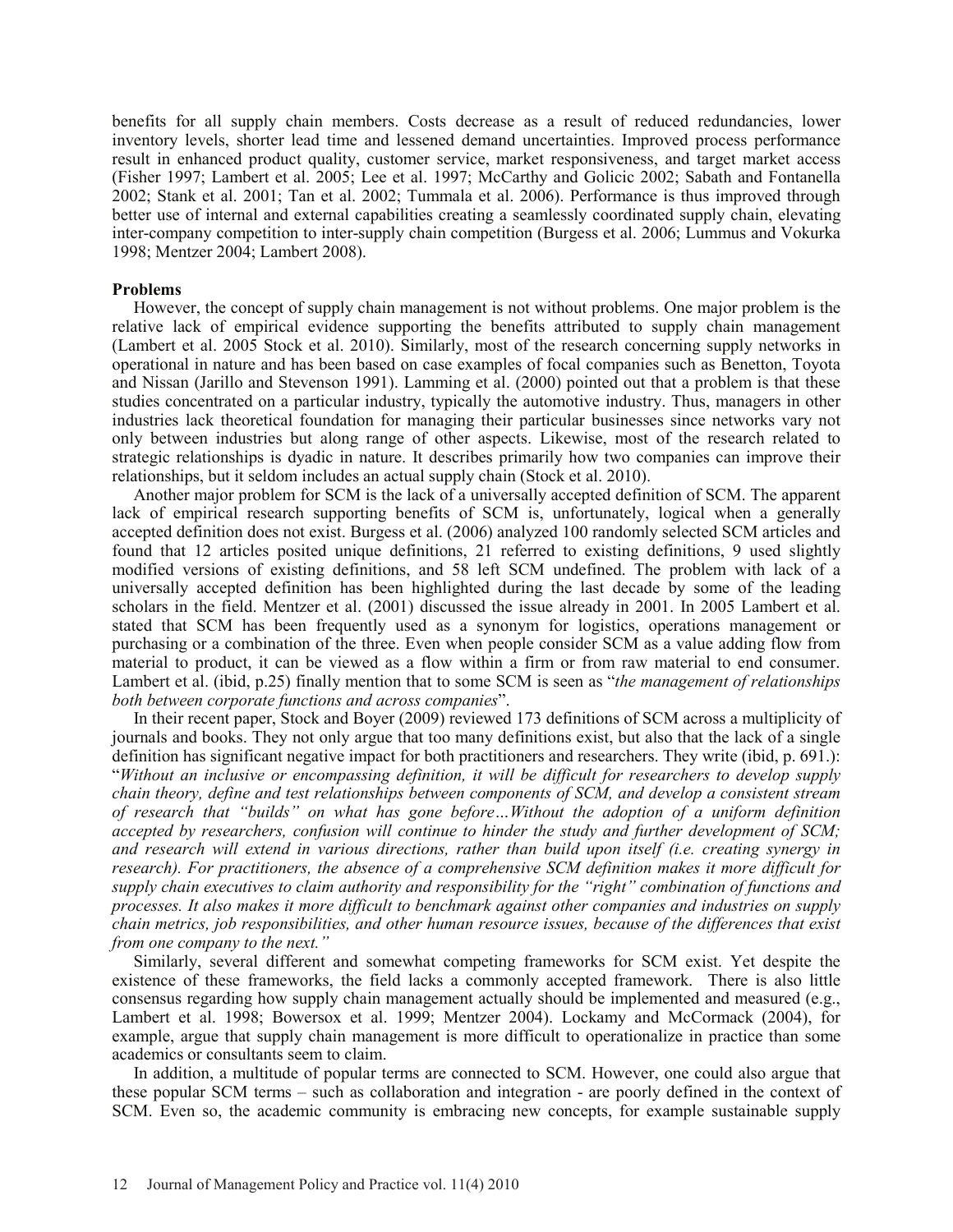benefits for all supply chain members. Costs decrease as a result of reduced redundancies, lower inventory levels, shorter lead time and lessened demand uncertainties. Improved process performance result in enhanced product quality, customer service, market responsiveness, and target market access (Fisher 1997; Lambert et al. 2005; Lee et al. 1997; McCarthy and Golicic 2002; Sabath and Fontanella 2002; Stank et al. 2001; Tan et al. 2002; Tummala et al. 2006). Performance is thus improved through better use of internal and external capabilities creating a seamlessly coordinated supply chain, elevating inter-company competition to inter-supply chain competition (Burgess et al. 2006; Lummus and Vokurka 1998; Mentzer 2004; Lambert 2008).

**Problems**

However, the concept of supply chain management is not without problems. One major problem is the relative lack of empirical evidence supporting the benefits attributed to supply chain management (Lambert et al. 2005 Stock et al. 2010). Similarly, most of the research concerning supply networks in operational in nature and has been based on case examples of focal companies such as Benetton, Toyota and Nissan (Jarillo and Stevenson 1991). Lamming et al. (2000) pointed out that a problem is that these studies concentrated on a particular industry, typically the automotive industry. Thus, managers in other industries lack theoretical foundation for managing their particular businesses since networks vary not only between industries but along range of other aspects. Likewise, most of the research related to strategic relationships is dyadic in nature. It describes primarily how two companies can improve their relationships, but it seldom includes an actual supply chain (Stock et al. 2010).

Another major problem for SCM is the lack of a universally accepted definition of SCM. The apparent lack of empirical research supporting benefits of SCM is, unfortunately, logical when a generally accepted definition does not exist. Burgess et al. (2006) analyzed 100 randomly selected SCM articles and found that 12 articles posited unique definitions, 21 referred to existing definitions, 9 used slightly modified versions of existing definitions, and 58 left SCM undefined. The problem with lack of a universally accepted definition has been highlighted during the last decade by some of the leading scholars in the field. Mentzer et al. (2001) discussed the issue already in 2001. In 2005 Lambert et al. stated that SCM has been frequently used as a synonym for logistics, operations management or purchasing or a combination of the three. Even when people consider SCM as a value adding flow from material to product, it can be viewed as a flow within a firm or from raw material to end consumer. Lambert et al. (ibid, p.25) finally mention that to some SCM is seen as "*the management of relationships both between corporate functions and across companies*".

In their recent paper, Stock and Boyer (2009) reviewed 173 definitions of SCM across a multiplicity of journals and books. They not only argue that too many definitions exist, but also that the lack of a single definition has significant negative impact for both practitioners and researchers. They write (ibid, p. 691.): "*Without an inclusive or encompassing definition, it will be difficult for researchers to develop supply chain theory, define and test relationships between components of SCM, and develop a consistent stream of research that "builds" on what has gone before…Without the adoption of a uniform definition accepted by researchers, confusion will continue to hinder the study and further development of SCM; and research will extend in various directions, rather than build upon itself (i.e. creating synergy in research). For practitioners, the absence of a comprehensive SCM definition makes it more difficult for supply chain executives to claim authority and responsibility for the "right" combination of functions and processes. It also makes it more difficult to benchmark against other companies and industries on supply chain metrics, job responsibilities, and other human resource issues, because of the differences that exist from one company to the next.*"

Similarly, several different and somewhat competing frameworks for SCM exist. Yet despite the existence of these frameworks, the field lacks a commonly accepted framework. There is also little consensus regarding how supply chain management actually should be implemented and measured (e.g., Lambert et al. 1998; Bowersox et al. 1999; Mentzer 2004). Lockamy and McCormack (2004), for example, argue that supply chain management is more difficult to operationalize in practice than some academics or consultants seem to claim.

In addition, a multitude of popular terms are connected to SCM. However, one could also argue that these popular SCM terms – such as collaboration and integration - are poorly defined in the context of SCM. Even so, the academic community is embracing new concepts, for example sustainable supply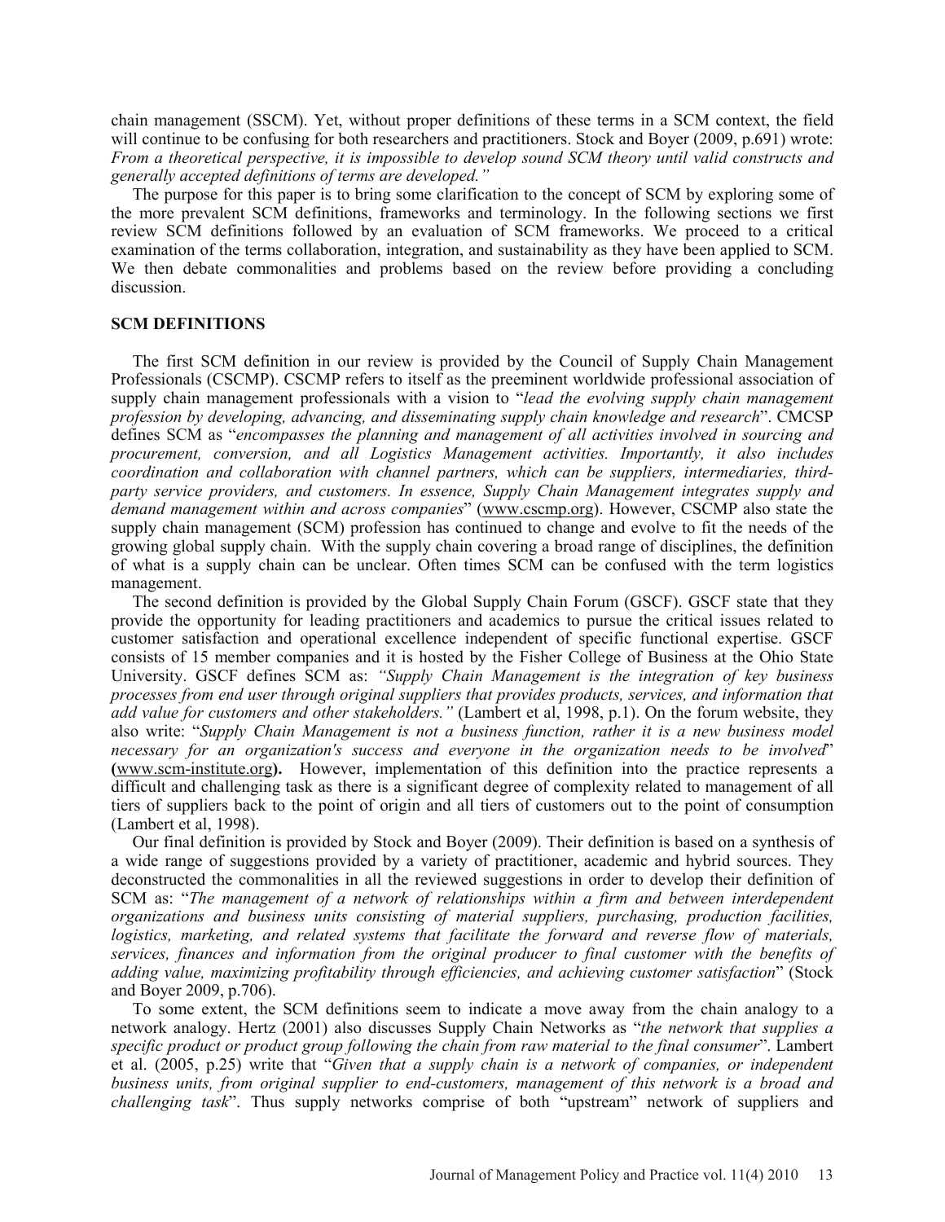chain management (SSCM). Yet, without proper definitions of these terms in a SCM context, the field will continue to be confusing for both researchers and practitioners. Stock and Boyer (2009, p.691) wrote: *From a theoretical perspective, it is impossible to develop sound SCM theory until valid constructs and generally accepted definitions of terms are developed."*

The purpose for this paper is to bring some clarification to the concept of SCM by exploring some of the more prevalent SCM definitions, frameworks and terminology. In the following sections we first review SCM definitions followed by an evaluation of SCM frameworks. We proceed to a critical examination of the terms collaboration, integration, and sustainability as they have been applied to SCM. We then debate commonalities and problems based on the review before providing a concluding discussion.

## SCM DEFINITIONS

The first SCM definition in our review is provided by the Council of Supply Chain Management Professionals (CSCMP). CSCMP refers to itself as the preeminent worldwide professional association of supply chain management professionals with a vision to "*lead the evolving supply chain management profession by developing, advancing, and disseminating supply chain knowledge and research*". CMCSP defines SCM as "*encompasses the planning and management of all activities involved in sourcing and procurement, conversion, and all Logistics Management activities. Importantly, it also includes coordination and collaboration with channel partners, which can be suppliers, intermediaries, third-party service providers, and customers. In essence, Supply Chain Management integrates supply and demand management within and across companies*" (www.cscmp.org). However, CSCMP also state the supply chain management (SCM) profession has continued to change and evolve to fit the needs of the growing global supply chain. With the supply chain covering a broad range of disciplines, the definition of what is a supply chain can be unclear. Often times SCM can be confused with the term logistics management.

The second definition is provided by the Global Supply Chain Forum (GSCF). GSCF state that they provide the opportunity for leading practitioners and academics to pursue the critical issues related to customer satisfaction and operational excellence independent of specific functional expertise. GSCF consists of 15 member companies and it is hosted by the Fisher College of Business at the Ohio State University. GSCF defines SCM as: *"Supply Chain Management is the integration of key business processes from end user through original suppliers that provides products, services, and information that add value for customers and other stakeholders."* (Lambert et al, 1998, p.1). On the forum website, they also write: "*Supply Chain Management is not a business function, rather it is a new business model necessary for an organization's success and everyone in the organization needs to be involved*" **(**www.scm-institute.org**).** However, implementation of this definition into the practice represents a difficult and challenging task as there is a significant degree of complexity related to management of all tiers of suppliers back to the point of origin and all tiers of customers out to the point of consumption (Lambert et al, 1998).

Our final definition is provided by Stock and Boyer (2009). Their definition is based on a synthesis of a wide range of suggestions provided by a variety of practitioner, academic and hybrid sources. They deconstructed the commonalities in all the reviewed suggestions in order to develop their definition of SCM as: "*The management of a network of relationships within a firm and between interdependent organizations and business units consisting of material suppliers, purchasing, production facilities, logistics, marketing, and related systems that facilitate the forward and reverse flow of materials, services, finances and information from the original producer to final customer with the benefits of adding value, maximizing profitability through efficiencies, and achieving customer satisfaction*" (Stock and Boyer 2009, p.706).

To some extent, the SCM definitions seem to indicate a move away from the chain analogy to a network analogy. Hertz (2001) also discusses Supply Chain Networks as "*the network that supplies a specific product or product group following the chain from raw material to the final consumer*". Lambert et al. (2005, p.25) write that "*Given that a supply chain is a network of companies, or independent business units, from original supplier to end-customers, management of this network is a broad and challenging task*". Thus supply networks comprise of both "upstream" network of suppliers and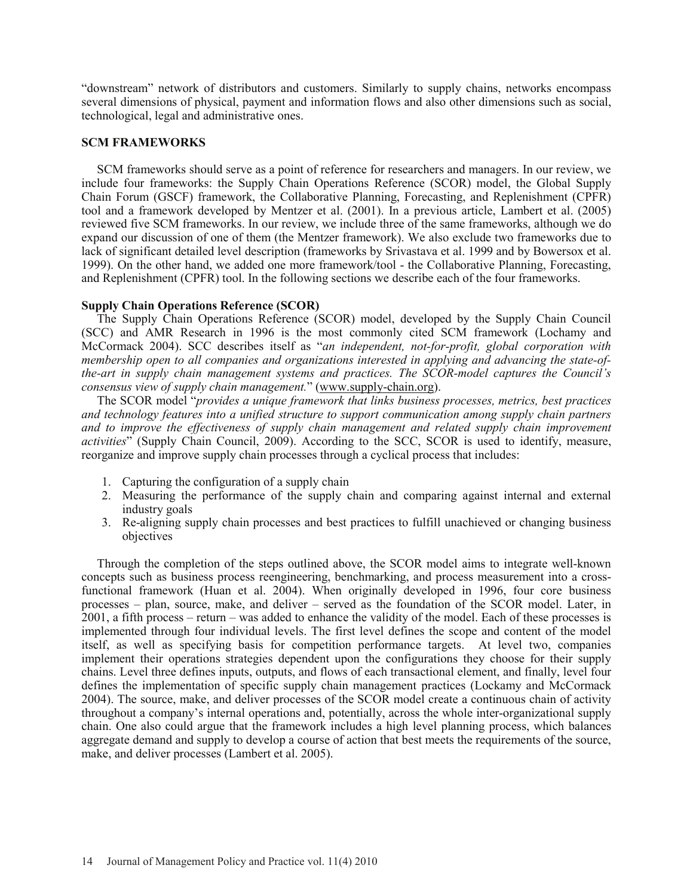"downstream" network of distributors and customers. Similarly to supply chains, networks encompass several dimensions of physical, payment and information flows and also other dimensions such as social, technological, legal and administrative ones.

## SCM FRAMEWORKS

SCM frameworks should serve as a point of reference for researchers and managers. In our review, we include four frameworks: the Supply Chain Operations Reference (SCOR) model, the Global Supply Chain Forum (GSCF) framework, the Collaborative Planning, Forecasting, and Replenishment (CPFR) tool and a framework developed by Mentzer et al. (2001). In a previous article, Lambert et al. (2005) reviewed five SCM frameworks. In our review, we include three of the same frameworks, although we do expand our discussion of one of them (the Mentzer framework). We also exclude two frameworks due to lack of significant detailed level description (frameworks by Srivastava et al. 1999 and by Bowersox et al. 1999). On the other hand, we added one more framework/tool - the Collaborative Planning, Forecasting, and Replenishment (CPFR) tool. In the following sections we describe each of the four frameworks.

### Supply Chain Operations Reference (SCOR)

The Supply Chain Operations Reference (SCOR) model, developed by the Supply Chain Council (SCC) and AMR Research in 1996 is the most commonly cited SCM framework (Lochamy and McCormack 2004). SCC describes itself as "*an independent, not-for-profit, global corporation with membership open to all companies and organizations interested in applying and advancing the state-of-the-art in supply chain management systems and practices. The SCOR-model captures the Council's consensus view of supply chain management.*" (www.supply-chain.org).

The SCOR model "*provides a unique framework that links business processes, metrics, best practices and technology features into a unified structure to support communication among supply chain partners and to improve the effectiveness of supply chain management and related supply chain improvement activities*" (Supply Chain Council, 2009). According to the SCC, SCOR is used to identify, measure, reorganize and improve supply chain processes through a cyclical process that includes:

1. Capturing the configuration of a supply chain
2. Measuring the performance of the supply chain and comparing against internal and external industry goals
3. Re-aligning supply chain processes and best practices to fulfill unachieved or changing business objectives

Through the completion of the steps outlined above, the SCOR model aims to integrate well-known concepts such as business process reengineering, benchmarking, and process measurement into a cross-functional framework (Huan et al. 2004). When originally developed in 1996, four core business processes – plan, source, make, and deliver – served as the foundation of the SCOR model. Later, in 2001, a fifth process – return – was added to enhance the validity of the model. Each of these processes is implemented through four individual levels. The first level defines the scope and content of the model itself, as well as specifying basis for competition performance targets. At level two, companies implement their operations strategies dependent upon the configurations they choose for their supply chains. Level three defines inputs, outputs, and flows of each transactional element, and finally, level four defines the implementation of specific supply chain management practices (Lockamy and McCormack 2004). The source, make, and deliver processes of the SCOR model create a continuous chain of activity throughout a company's internal operations and, potentially, across the whole inter-organizational supply chain. One also could argue that the framework includes a high level planning process, which balances aggregate demand and supply to develop a course of action that best meets the requirements of the source, make, and deliver processes (Lambert et al. 2005).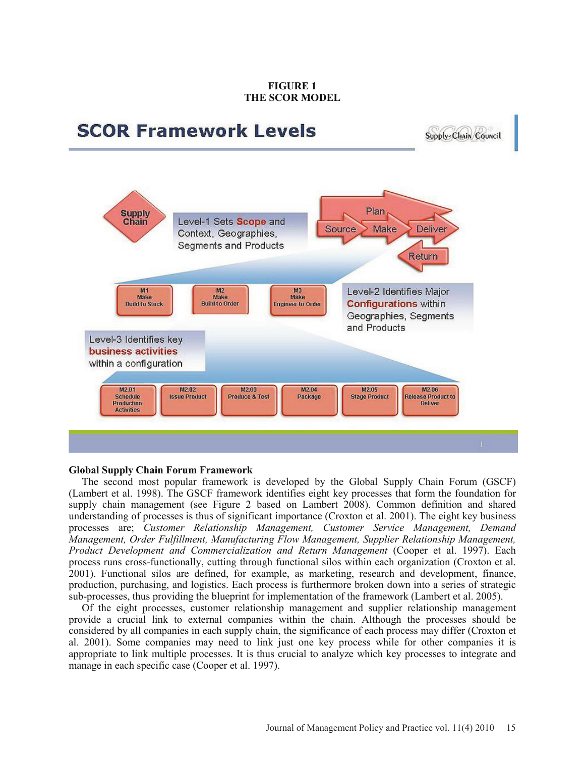**FIGURE 1**
**THE SCOR MODEL**

SCOR Framework Levels

Supply-Chain Council

Supply Chain

Level-1 Sets Scope and Context, Geographies, Segments and Products

Plan
Source Make Deliver
Return

M1 Make Build to Stock

M2 Make Build to Order

M3 Make Engineer to Order

Level-2 Identifies Major Configurations within Geographies, Segments and Products

Level-3 Identifies key business activities within a configuration

M2.01 Schedule Production Activities

M2.02 Issue Product

M2.03 Produce & Test

M2.04 Package

M2.05 Stage Product

M2.06 Release Product to Deliver

**Global Supply Chain Forum Framework**

The second most popular framework is developed by the Global Supply Chain Forum (GSCF) (Lambert et al. 1998). The GSCF framework identifies eight key processes that form the foundation for supply chain management (see Figure 2 based on Lambert 2008). Common definition and shared understanding of processes is thus of significant importance (Croxton et al. 2001). The eight key business processes are; *Customer Relationship Management, Customer Service Management, Demand Management, Order Fulfillment, Manufacturing Flow Management, Supplier Relationship Management, Product Development and Commercialization and Return Management* (Cooper et al. 1997). Each process runs cross-functionally, cutting through functional silos within each organization (Croxton et al. 2001). Functional silos are defined, for example, as marketing, research and development, finance, production, purchasing, and logistics. Each process is furthermore broken down into a series of strategic sub-processes, thus providing the blueprint for implementation of the framework (Lambert et al. 2005).

Of the eight processes, customer relationship management and supplier relationship management provide a crucial link to external companies within the chain. Although the processes should be considered by all companies in each supply chain, the significance of each process may differ (Croxton et al. 2001). Some companies may need to link just one key process while for other companies it is appropriate to link multiple processes. It is thus crucial to analyze which key processes to integrate and manage in each specific case (Cooper et al. 1997).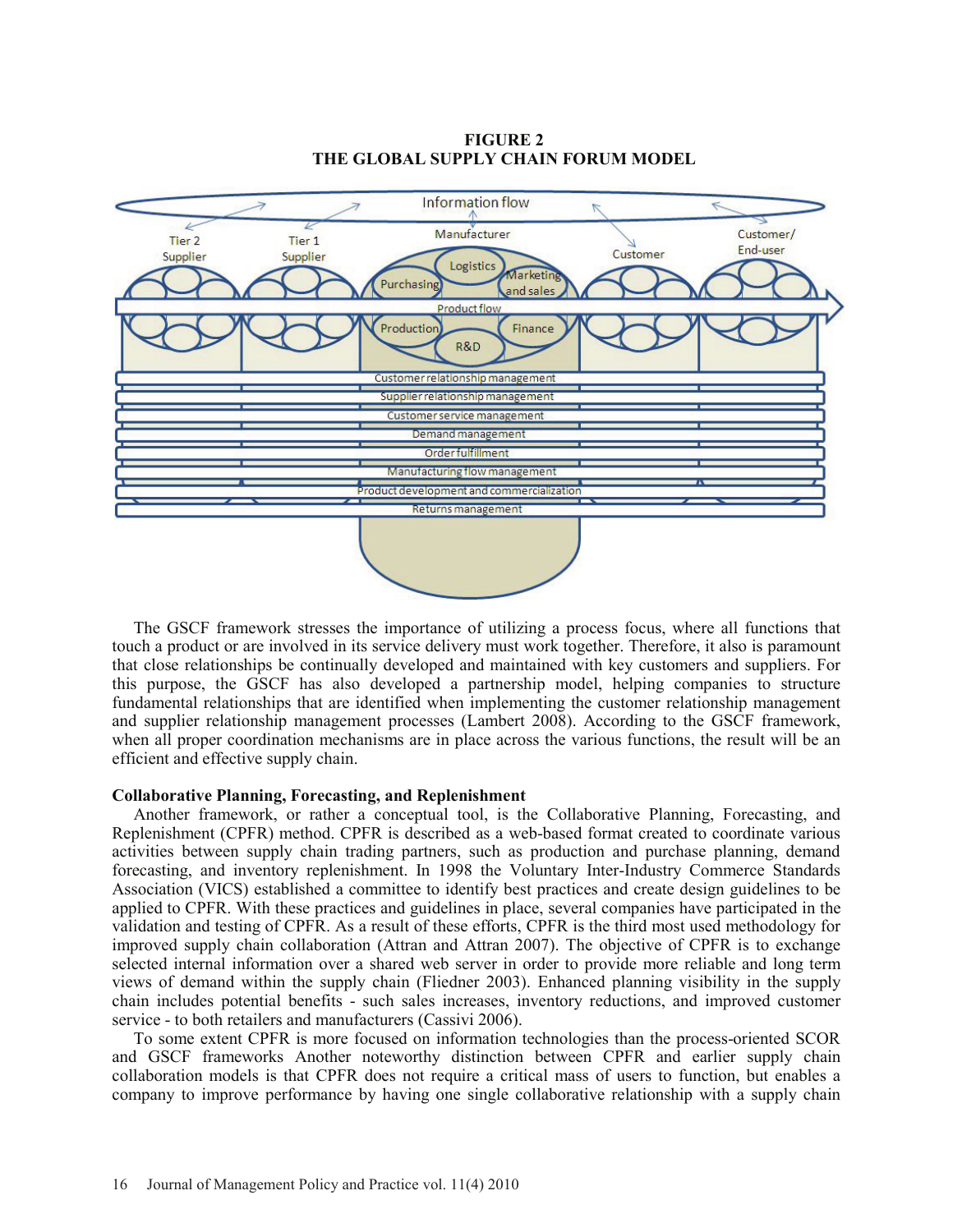**FIGURE 2**
**THE GLOBAL SUPPLY CHAIN FORUM MODEL**

The GSCF framework stresses the importance of utilizing a process focus, where all functions that touch a product or are involved in its service delivery must work together. Therefore, it also is paramount that close relationships be continually developed and maintained with key customers and suppliers. For this purpose, the GSCF has also developed a partnership model, helping companies to structure fundamental relationships that are identified when implementing the customer relationship management and supplier relationship management processes (Lambert 2008). According to the GSCF framework, when all proper coordination mechanisms are in place across the various functions, the result will be an efficient and effective supply chain.

**Collaborative Planning, Forecasting, and Replenishment**

Another framework, or rather a conceptual tool, is the Collaborative Planning, Forecasting, and Replenishment (CPFR) method. CPFR is described as a web-based format created to coordinate various activities between supply chain trading partners, such as production and purchase planning, demand forecasting, and inventory replenishment. In 1998 the Voluntary Inter-Industry Commerce Standards Association (VICS) established a committee to identify best practices and create design guidelines to be applied to CPFR. With these practices and guidelines in place, several companies have participated in the validation and testing of CPFR. As a result of these efforts, CPFR is the third most used methodology for improved supply chain collaboration (Attran and Attran 2007). The objective of CPFR is to exchange selected internal information over a shared web server in order to provide more reliable and long term views of demand within the supply chain (Fliedner 2003). Enhanced planning visibility in the supply chain includes potential benefits - such sales increases, inventory reductions, and improved customer service - to both retailers and manufacturers (Cassivi 2006).

To some extent CPFR is more focused on information technologies than the process-oriented SCOR and GSCF frameworks Another noteworthy distinction between CPFR and earlier supply chain collaboration models is that CPFR does not require a critical mass of users to function, but enables a company to improve performance by having one single collaborative relationship with a supply chain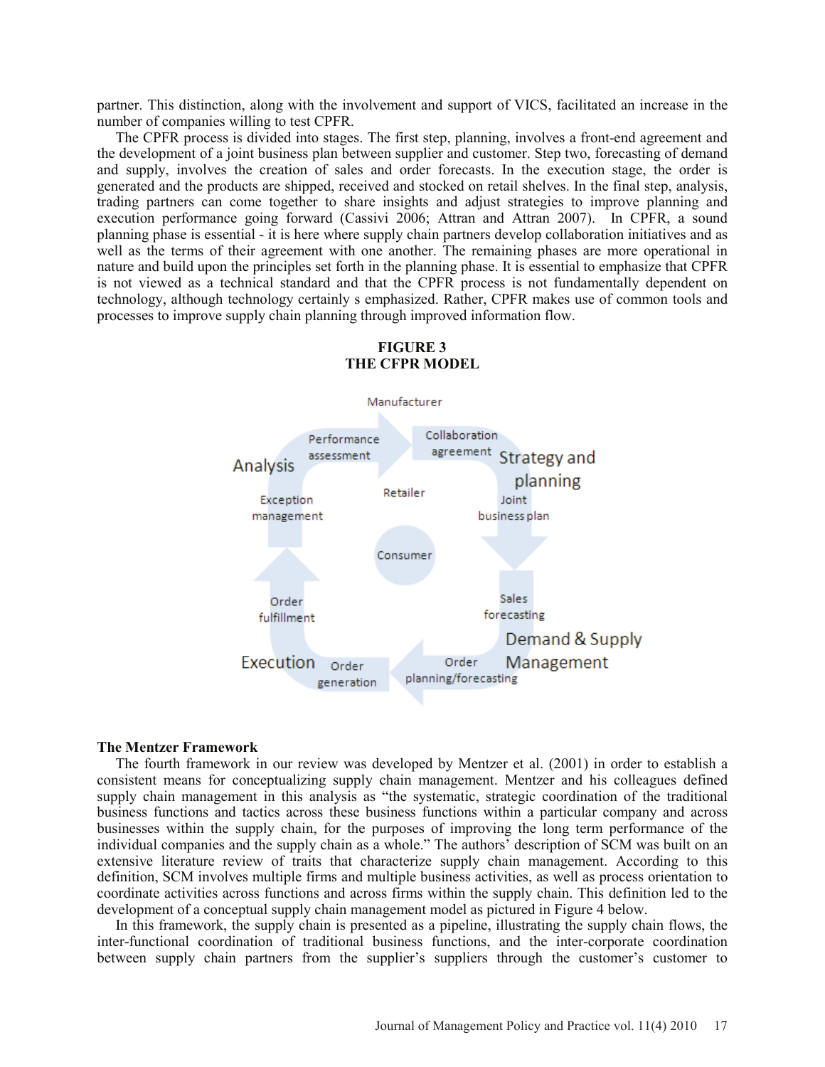partner. This distinction, along with the involvement and support of VICS, facilitated an increase in the number of companies willing to test CPFR.

The CPFR process is divided into stages. The first step, planning, involves a front-end agreement and the development of a joint business plan between supplier and customer. Step two, forecasting of demand and supply, involves the creation of sales and order forecasts. In the execution stage, the order is generated and the products are shipped, received and stocked on retail shelves. In the final step, analysis, trading partners can come together to share insights and adjust strategies to improve planning and execution performance going forward (Cassivi 2006; Attran and Attran 2007). In CPFR, a sound planning phase is essential - it is here where supply chain partners develop collaboration initiatives and as well as the terms of their agreement with one another. The remaining phases are more operational in nature and build upon the principles set forth in the planning phase. It is essential to emphasize that CPFR is not viewed as a technical standard and that the CPFR process is not fundamentally dependent on technology, although technology certainly s emphasized. Rather, CPFR makes use of common tools and processes to improve supply chain planning through improved information flow.

**FIGURE 3**
**THE CFPR MODEL**

Manufacturer

Retailer

Consumer

Strategy and planning: Collaboration agreement; Joint business plan

Demand & Supply Management: Sales forecasting; Order planning/forecasting

Execution: Order generation; Order fulfillment

Analysis: Exception management; Performance assessment

## The Mentzer Framework

The fourth framework in our review was developed by Mentzer et al. (2001) in order to establish a consistent means for conceptualizing supply chain management. Mentzer and his colleagues defined supply chain management in this analysis as "the systematic, strategic coordination of the traditional business functions and tactics across these business functions within a particular company and across businesses within the supply chain, for the purposes of improving the long term performance of the individual companies and the supply chain as a whole." The authors' description of SCM was built on an extensive literature review of traits that characterize supply chain management. According to this definition, SCM involves multiple firms and multiple business activities, as well as process orientation to coordinate activities across functions and across firms within the supply chain. This definition led to the development of a conceptual supply chain management model as pictured in Figure 4 below.

In this framework, the supply chain is presented as a pipeline, illustrating the supply chain flows, the inter-functional coordination of traditional business functions, and the inter-corporate coordination between supply chain partners from the supplier's suppliers through the customer's customer to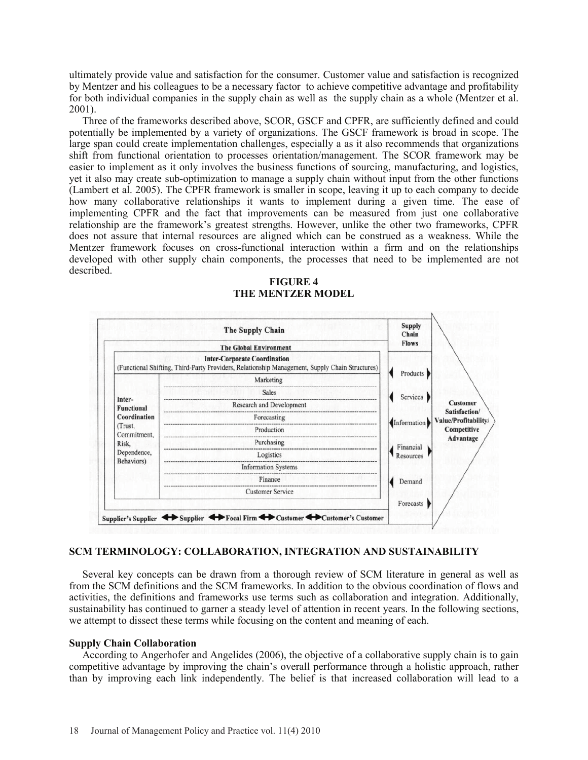ultimately provide value and satisfaction for the consumer. Customer value and satisfaction is recognized by Mentzer and his colleagues to be a necessary factor to achieve competitive advantage and profitability for both individual companies in the supply chain as well as the supply chain as a whole (Mentzer et al. 2001).

Three of the frameworks described above, SCOR, GSCF and CPFR, are sufficiently defined and could potentially be implemented by a variety of organizations. The GSCF framework is broad in scope. The large span could create implementation challenges, especially a as it also recommends that organizations shift from functional orientation to processes orientation/management. The SCOR framework may be easier to implement as it only involves the business functions of sourcing, manufacturing, and logistics, yet it also may create sub-optimization to manage a supply chain without input from the other functions (Lambert et al. 2005). The CPFR framework is smaller in scope, leaving it up to each company to decide how many collaborative relationships it wants to implement during a given time. The ease of implementing CPFR and the fact that improvements can be measured from just one collaborative relationship are the framework's greatest strengths. However, unlike the other two frameworks, CPFR does not assure that internal resources are aligned which can be construed as a weakness. While the Mentzer framework focuses on cross-functional interaction within a firm and on the relationships developed with other supply chain components, the processes that need to be implemented are not described.

**FIGURE 4**
**THE MENTZER MODEL**

## SCM TERMINOLOGY: COLLABORATION, INTEGRATION AND SUSTAINABILITY

Several key concepts can be drawn from a thorough review of SCM literature in general as well as from the SCM definitions and the SCM frameworks. In addition to the obvious coordination of flows and activities, the definitions and frameworks use terms such as collaboration and integration. Additionally, sustainability has continued to garner a steady level of attention in recent years. In the following sections, we attempt to dissect these terms while focusing on the content and meaning of each.

### Supply Chain Collaboration

According to Angerhofer and Angelides (2006), the objective of a collaborative supply chain is to gain competitive advantage by improving the chain's overall performance through a holistic approach, rather than by improving each link independently. The belief is that increased collaboration will lead to a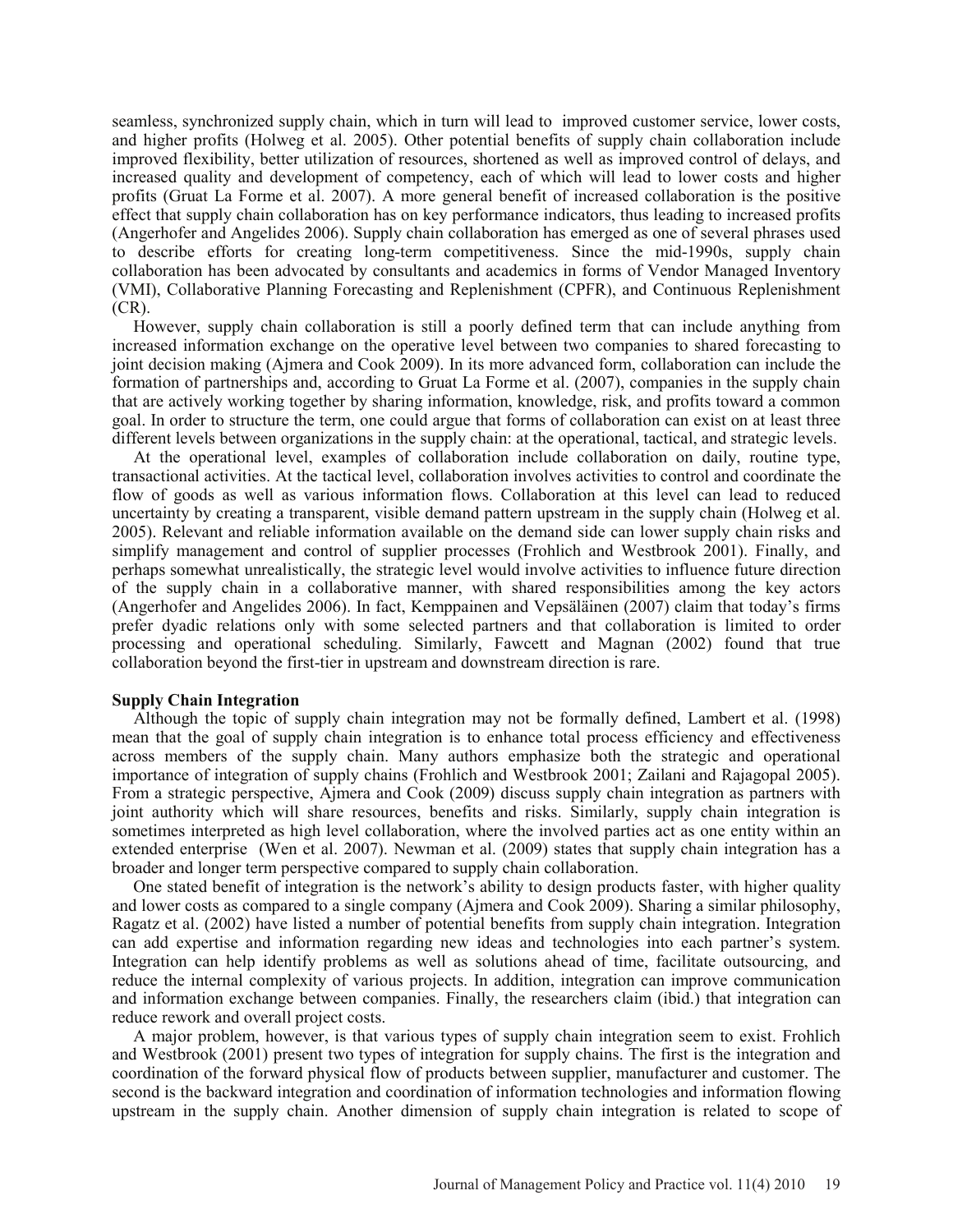seamless, synchronized supply chain, which in turn will lead to improved customer service, lower costs, and higher profits (Holweg et al. 2005). Other potential benefits of supply chain collaboration include improved flexibility, better utilization of resources, shortened as well as improved control of delays, and increased quality and development of competency, each of which will lead to lower costs and higher profits (Gruat La Forme et al. 2007). A more general benefit of increased collaboration is the positive effect that supply chain collaboration has on key performance indicators, thus leading to increased profits (Angerhofer and Angelides 2006). Supply chain collaboration has emerged as one of several phrases used to describe efforts for creating long-term competitiveness. Since the mid-1990s, supply chain collaboration has been advocated by consultants and academics in forms of Vendor Managed Inventory (VMI), Collaborative Planning Forecasting and Replenishment (CPFR), and Continuous Replenishment (CR).

However, supply chain collaboration is still a poorly defined term that can include anything from increased information exchange on the operative level between two companies to shared forecasting to joint decision making (Ajmera and Cook 2009). In its more advanced form, collaboration can include the formation of partnerships and, according to Gruat La Forme et al. (2007), companies in the supply chain that are actively working together by sharing information, knowledge, risk, and profits toward a common goal. In order to structure the term, one could argue that forms of collaboration can exist on at least three different levels between organizations in the supply chain: at the operational, tactical, and strategic levels.

At the operational level, examples of collaboration include collaboration on daily, routine type, transactional activities. At the tactical level, collaboration involves activities to control and coordinate the flow of goods as well as various information flows. Collaboration at this level can lead to reduced uncertainty by creating a transparent, visible demand pattern upstream in the supply chain (Holweg et al. 2005). Relevant and reliable information available on the demand side can lower supply chain risks and simplify management and control of supplier processes (Frohlich and Westbrook 2001). Finally, and perhaps somewhat unrealistically, the strategic level would involve activities to influence future direction of the supply chain in a collaborative manner, with shared responsibilities among the key actors (Angerhofer and Angelides 2006). In fact, Kemppainen and Vepsäläinen (2007) claim that today's firms prefer dyadic relations only with some selected partners and that collaboration is limited to order processing and operational scheduling. Similarly, Fawcett and Magnan (2002) found that true collaboration beyond the first-tier in upstream and downstream direction is rare.

### Supply Chain Integration

Although the topic of supply chain integration may not be formally defined, Lambert et al. (1998) mean that the goal of supply chain integration is to enhance total process efficiency and effectiveness across members of the supply chain. Many authors emphasize both the strategic and operational importance of integration of supply chains (Frohlich and Westbrook 2001; Zailani and Rajagopal 2005). From a strategic perspective, Ajmera and Cook (2009) discuss supply chain integration as partners with joint authority which will share resources, benefits and risks. Similarly, supply chain integration is sometimes interpreted as high level collaboration, where the involved parties act as one entity within an extended enterprise (Wen et al. 2007). Newman et al. (2009) states that supply chain integration has a broader and longer term perspective compared to supply chain collaboration.

One stated benefit of integration is the network's ability to design products faster, with higher quality and lower costs as compared to a single company (Ajmera and Cook 2009). Sharing a similar philosophy, Ragatz et al. (2002) have listed a number of potential benefits from supply chain integration. Integration can add expertise and information regarding new ideas and technologies into each partner's system. Integration can help identify problems as well as solutions ahead of time, facilitate outsourcing, and reduce the internal complexity of various projects. In addition, integration can improve communication and information exchange between companies. Finally, the researchers claim (ibid.) that integration can reduce rework and overall project costs.

A major problem, however, is that various types of supply chain integration seem to exist. Frohlich and Westbrook (2001) present two types of integration for supply chains. The first is the integration and coordination of the forward physical flow of products between supplier, manufacturer and customer. The second is the backward integration and coordination of information technologies and information flowing upstream in the supply chain. Another dimension of supply chain integration is related to scope of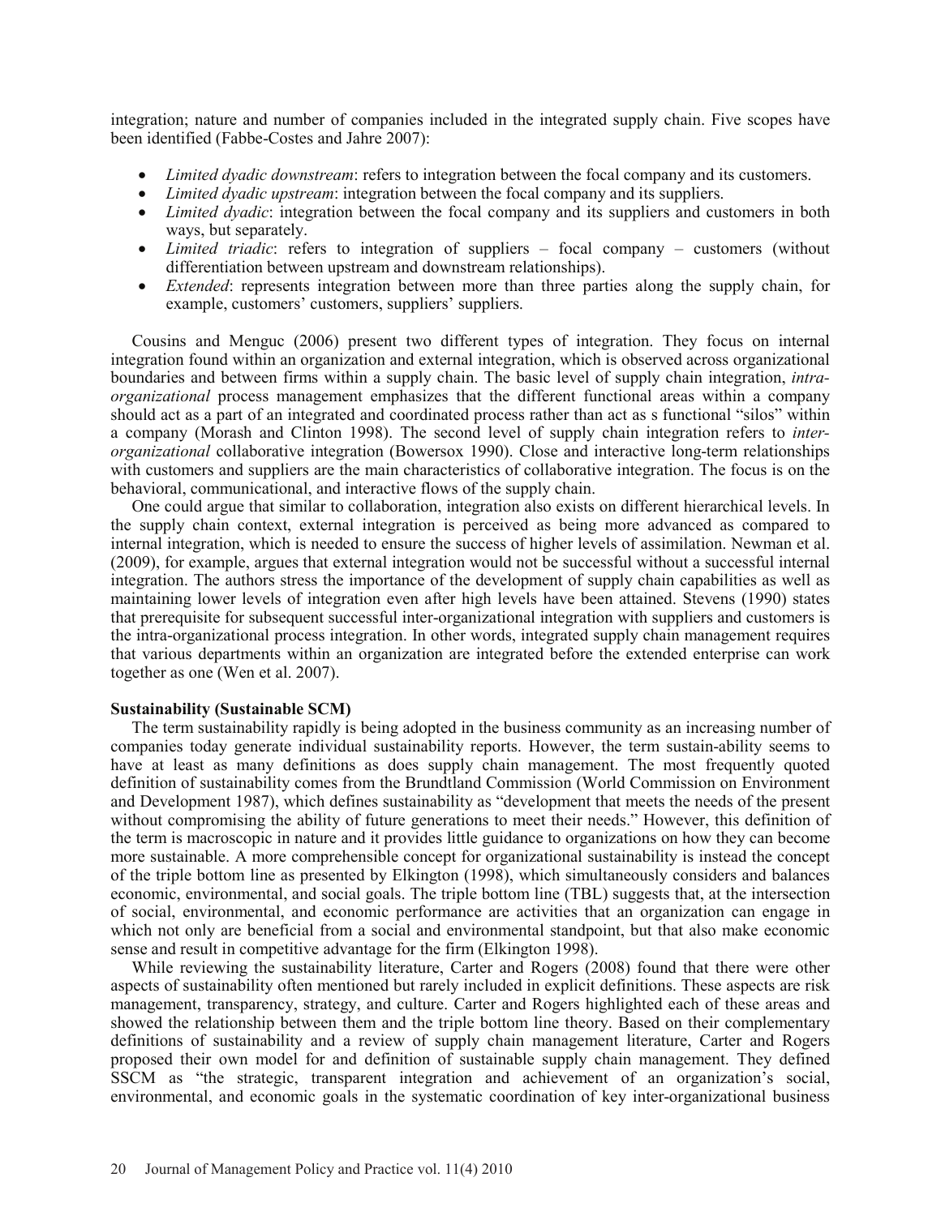integration; nature and number of companies included in the integrated supply chain. Five scopes have been identified (Fabbe-Costes and Jahre 2007):

- *Limited dyadic downstream*: refers to integration between the focal company and its customers.
- *Limited dyadic upstream*: integration between the focal company and its suppliers.
- *Limited dyadic*: integration between the focal company and its suppliers and customers in both ways, but separately.
- *Limited triadic*: refers to integration of suppliers – focal company – customers (without differentiation between upstream and downstream relationships).
- *Extended*: represents integration between more than three parties along the supply chain, for example, customers' customers, suppliers' suppliers.

Cousins and Menguc (2006) present two different types of integration. They focus on internal integration found within an organization and external integration, which is observed across organizational boundaries and between firms within a supply chain. The basic level of supply chain integration, *intra-organizational* process management emphasizes that the different functional areas within a company should act as a part of an integrated and coordinated process rather than act as s functional "silos" within a company (Morash and Clinton 1998). The second level of supply chain integration refers to *inter-organizational* collaborative integration (Bowersox 1990). Close and interactive long-term relationships with customers and suppliers are the main characteristics of collaborative integration. The focus is on the behavioral, communicational, and interactive flows of the supply chain.

One could argue that similar to collaboration, integration also exists on different hierarchical levels. In the supply chain context, external integration is perceived as being more advanced as compared to internal integration, which is needed to ensure the success of higher levels of assimilation. Newman et al. (2009), for example, argues that external integration would not be successful without a successful internal integration. The authors stress the importance of the development of supply chain capabilities as well as maintaining lower levels of integration even after high levels have been attained. Stevens (1990) states that prerequisite for subsequent successful inter-organizational integration with suppliers and customers is the intra-organizational process integration. In other words, integrated supply chain management requires that various departments within an organization are integrated before the extended enterprise can work together as one (Wen et al. 2007).

**Sustainability (Sustainable SCM)**

The term sustainability rapidly is being adopted in the business community as an increasing number of companies today generate individual sustainability reports. However, the term sustain-ability seems to have at least as many definitions as does supply chain management. The most frequently quoted definition of sustainability comes from the Brundtland Commission (World Commission on Environment and Development 1987), which defines sustainability as "development that meets the needs of the present without compromising the ability of future generations to meet their needs." However, this definition of the term is macroscopic in nature and it provides little guidance to organizations on how they can become more sustainable. A more comprehensible concept for organizational sustainability is instead the concept of the triple bottom line as presented by Elkington (1998), which simultaneously considers and balances economic, environmental, and social goals. The triple bottom line (TBL) suggests that, at the intersection of social, environmental, and economic performance are activities that an organization can engage in which not only are beneficial from a social and environmental standpoint, but that also make economic sense and result in competitive advantage for the firm (Elkington 1998).

While reviewing the sustainability literature, Carter and Rogers (2008) found that there were other aspects of sustainability often mentioned but rarely included in explicit definitions. These aspects are risk management, transparency, strategy, and culture. Carter and Rogers highlighted each of these areas and showed the relationship between them and the triple bottom line theory. Based on their complementary definitions of sustainability and a review of supply chain management literature, Carter and Rogers proposed their own model for and definition of sustainable supply chain management. They defined SSCM as "the strategic, transparent integration and achievement of an organization's social, environmental, and economic goals in the systematic coordination of key inter-organizational business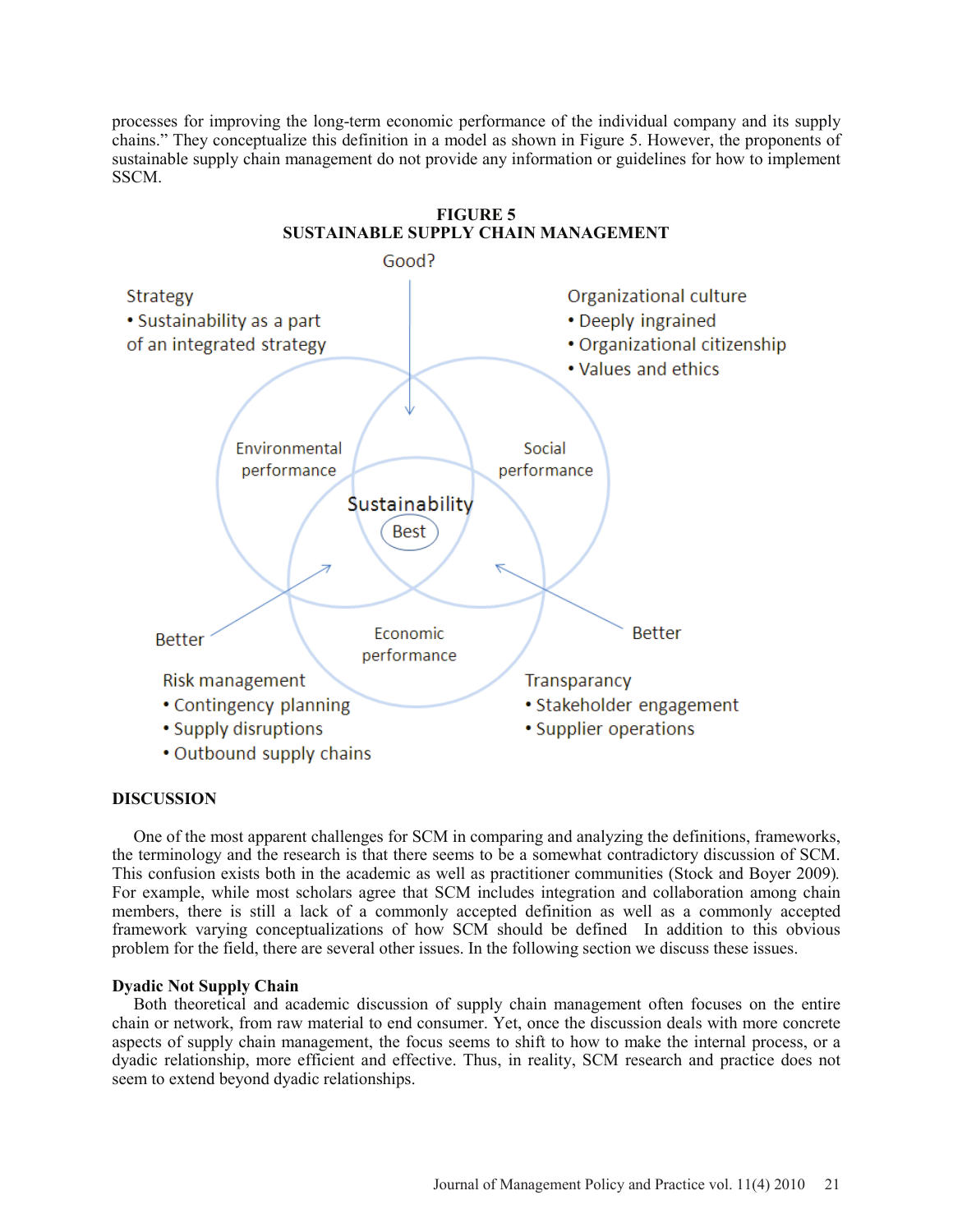processes for improving the long-term economic performance of the individual company and its supply chains." They conceptualize this definition in a model as shown in Figure 5. However, the proponents of sustainable supply chain management do not provide any information or guidelines for how to implement SSCM.

**FIGURE 5**
**SUSTAINABLE SUPPLY CHAIN MANAGEMENT**

Good?

Strategy
- Sustainability as a part of an integrated strategy

Organizational culture
- Deeply ingrained
- Organizational citizenship
- Values and ethics

Environmental performance

Social performance

Sustainability

Best

Better

Economic performance

Better

Risk management
- Contingency planning
- Supply disruptions
- Outbound supply chains

Transparancy
- Stakeholder engagement
- Supplier operations

## DISCUSSION

One of the most apparent challenges for SCM in comparing and analyzing the definitions, frameworks, the terminology and the research is that there seems to be a somewhat contradictory discussion of SCM. This confusion exists both in the academic as well as practitioner communities (Stock and Boyer 2009). For example, while most scholars agree that SCM includes integration and collaboration among chain members, there is still a lack of a commonly accepted definition as well as a commonly accepted framework varying conceptualizations of how SCM should be defined In addition to this obvious problem for the field, there are several other issues. In the following section we discuss these issues.

### Dyadic Not Supply Chain

Both theoretical and academic discussion of supply chain management often focuses on the entire chain or network, from raw material to end consumer. Yet, once the discussion deals with more concrete aspects of supply chain management, the focus seems to shift to how to make the internal process, or a dyadic relationship, more efficient and effective. Thus, in reality, SCM research and practice does not seem to extend beyond dyadic relationships.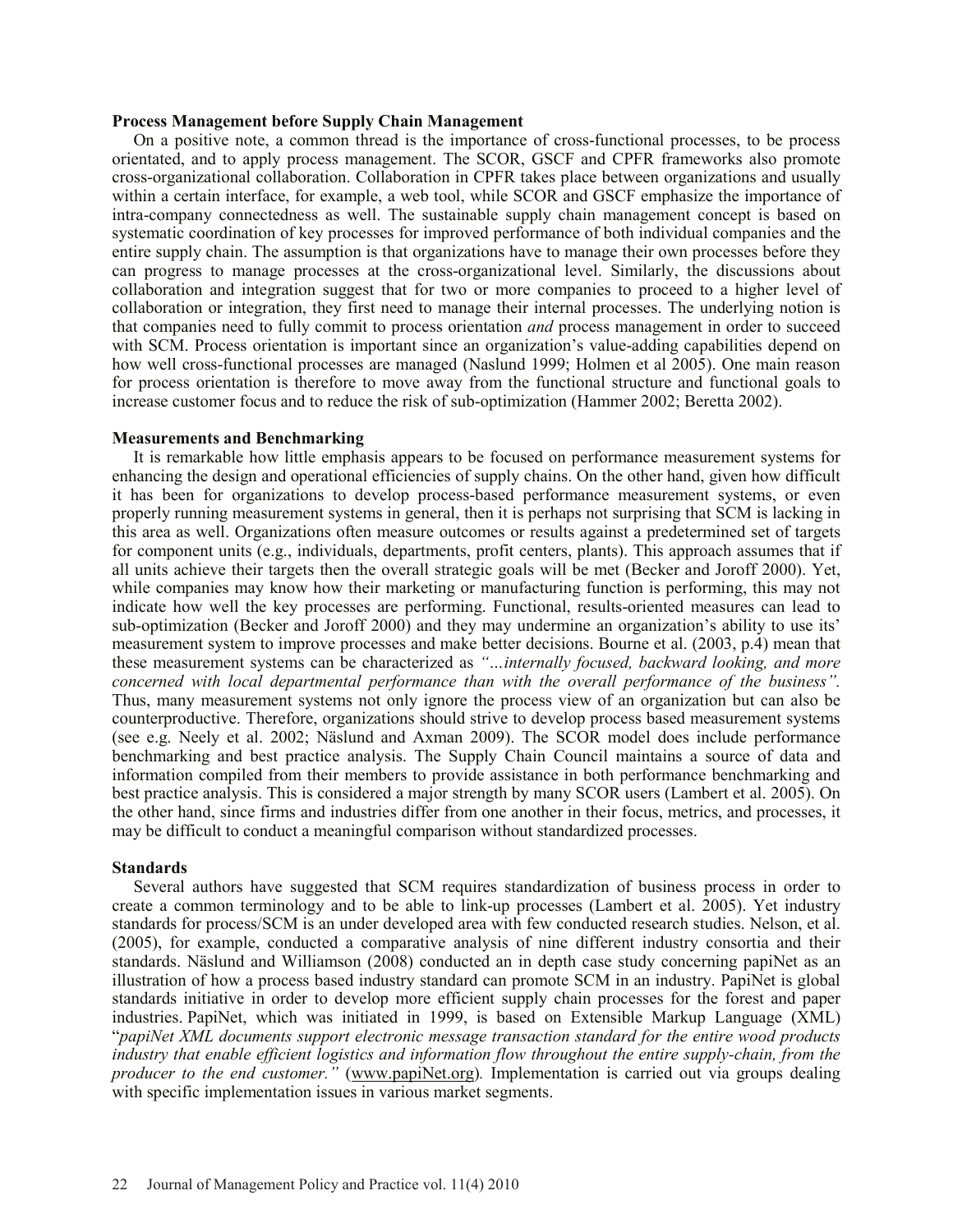**Process Management before Supply Chain Management**

On a positive note, a common thread is the importance of cross-functional processes, to be process orientated, and to apply process management. The SCOR, GSCF and CPFR frameworks also promote cross-organizational collaboration. Collaboration in CPFR takes place between organizations and usually within a certain interface, for example, a web tool, while SCOR and GSCF emphasize the importance of intra-company connectedness as well. The sustainable supply chain management concept is based on systematic coordination of key processes for improved performance of both individual companies and the entire supply chain. The assumption is that organizations have to manage their own processes before they can progress to manage processes at the cross-organizational level. Similarly, the discussions about collaboration and integration suggest that for two or more companies to proceed to a higher level of collaboration or integration, they first need to manage their internal processes. The underlying notion is that companies need to fully commit to process orientation *and* process management in order to succeed with SCM. Process orientation is important since an organization's value-adding capabilities depend on how well cross-functional processes are managed (Naslund 1999; Holmen et al 2005). One main reason for process orientation is therefore to move away from the functional structure and functional goals to increase customer focus and to reduce the risk of sub-optimization (Hammer 2002; Beretta 2002).

**Measurements and Benchmarking**

It is remarkable how little emphasis appears to be focused on performance measurement systems for enhancing the design and operational efficiencies of supply chains. On the other hand, given how difficult it has been for organizations to develop process-based performance measurement systems, or even properly running measurement systems in general, then it is perhaps not surprising that SCM is lacking in this area as well. Organizations often measure outcomes or results against a predetermined set of targets for component units (e.g., individuals, departments, profit centers, plants). This approach assumes that if all units achieve their targets then the overall strategic goals will be met (Becker and Joroff 2000). Yet, while companies may know how their marketing or manufacturing function is performing, this may not indicate how well the key processes are performing. Functional, results-oriented measures can lead to sub-optimization (Becker and Joroff 2000) and they may undermine an organization's ability to use its' measurement system to improve processes and make better decisions. Bourne et al. (2003, p.4) mean that these measurement systems can be characterized as *"…internally focused, backward looking, and more concerned with local departmental performance than with the overall performance of the business".* Thus, many measurement systems not only ignore the process view of an organization but can also be counterproductive. Therefore, organizations should strive to develop process based measurement systems (see e.g. Neely et al. 2002; Näslund and Axman 2009). The SCOR model does include performance benchmarking and best practice analysis. The Supply Chain Council maintains a source of data and information compiled from their members to provide assistance in both performance benchmarking and best practice analysis. This is considered a major strength by many SCOR users (Lambert et al. 2005). On the other hand, since firms and industries differ from one another in their focus, metrics, and processes, it may be difficult to conduct a meaningful comparison without standardized processes.

**Standards**

Several authors have suggested that SCM requires standardization of business process in order to create a common terminology and to be able to link-up processes (Lambert et al. 2005). Yet industry standards for process/SCM is an under developed area with few conducted research studies. Nelson, et al. (2005), for example, conducted a comparative analysis of nine different industry consortia and their standards. Näslund and Williamson (2008) conducted an in depth case study concerning papiNet as an illustration of how a process based industry standard can promote SCM in an industry. PapiNet is global standards initiative in order to develop more efficient supply chain processes for the forest and paper industries. PapiNet, which was initiated in 1999, is based on Extensible Markup Language (XML) "*papiNet XML documents support electronic message transaction standard for the entire wood products industry that enable efficient logistics and information flow throughout the entire supply-chain, from the producer to the end customer."* (www.papiNet.org). Implementation is carried out via groups dealing with specific implementation issues in various market segments.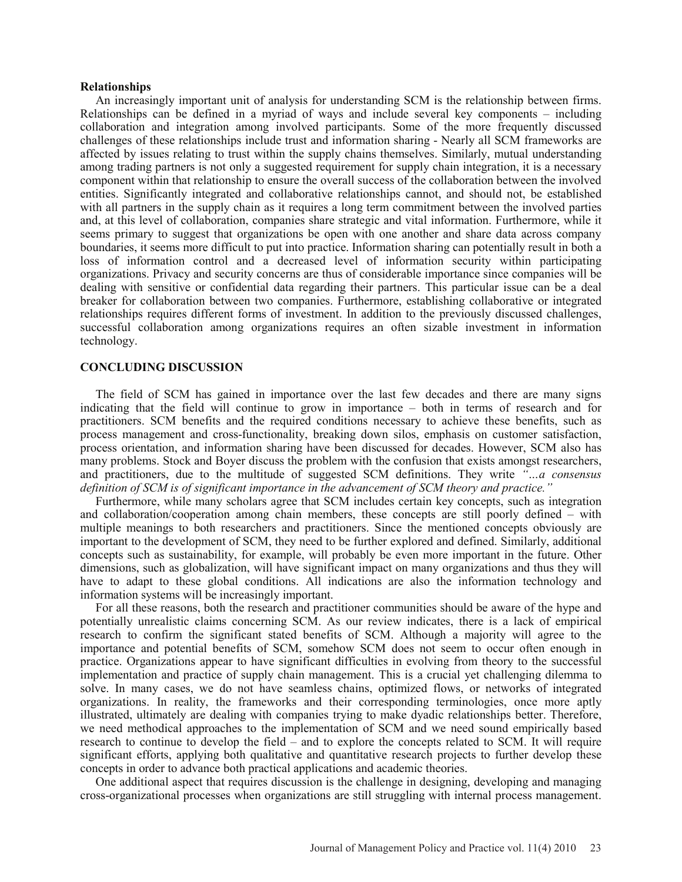**Relationships**

An increasingly important unit of analysis for understanding SCM is the relationship between firms. Relationships can be defined in a myriad of ways and include several key components – including collaboration and integration among involved participants. Some of the more frequently discussed challenges of these relationships include trust and information sharing - Nearly all SCM frameworks are affected by issues relating to trust within the supply chains themselves. Similarly, mutual understanding among trading partners is not only a suggested requirement for supply chain integration, it is a necessary component within that relationship to ensure the overall success of the collaboration between the involved entities. Significantly integrated and collaborative relationships cannot, and should not, be established with all partners in the supply chain as it requires a long term commitment between the involved parties and, at this level of collaboration, companies share strategic and vital information. Furthermore, while it seems primary to suggest that organizations be open with one another and share data across company boundaries, it seems more difficult to put into practice. Information sharing can potentially result in both a loss of information control and a decreased level of information security within participating organizations. Privacy and security concerns are thus of considerable importance since companies will be dealing with sensitive or confidential data regarding their partners. This particular issue can be a deal breaker for collaboration between two companies. Furthermore, establishing collaborative or integrated relationships requires different forms of investment. In addition to the previously discussed challenges, successful collaboration among organizations requires an often sizable investment in information technology.

## CONCLUDING DISCUSSION

The field of SCM has gained in importance over the last few decades and there are many signs indicating that the field will continue to grow in importance – both in terms of research and for practitioners. SCM benefits and the required conditions necessary to achieve these benefits, such as process management and cross-functionality, breaking down silos, emphasis on customer satisfaction, process orientation, and information sharing have been discussed for decades. However, SCM also has many problems. Stock and Boyer discuss the problem with the confusion that exists amongst researchers, and practitioners, due to the multitude of suggested SCM definitions. They write *"…a consensus definition of SCM is of significant importance in the advancement of SCM theory and practice."*

Furthermore, while many scholars agree that SCM includes certain key concepts, such as integration and collaboration/cooperation among chain members, these concepts are still poorly defined – with multiple meanings to both researchers and practitioners. Since the mentioned concepts obviously are important to the development of SCM, they need to be further explored and defined. Similarly, additional concepts such as sustainability, for example, will probably be even more important in the future. Other dimensions, such as globalization, will have significant impact on many organizations and thus they will have to adapt to these global conditions. All indications are also the information technology and information systems will be increasingly important.

For all these reasons, both the research and practitioner communities should be aware of the hype and potentially unrealistic claims concerning SCM. As our review indicates, there is a lack of empirical research to confirm the significant stated benefits of SCM. Although a majority will agree to the importance and potential benefits of SCM, somehow SCM does not seem to occur often enough in practice. Organizations appear to have significant difficulties in evolving from theory to the successful implementation and practice of supply chain management. This is a crucial yet challenging dilemma to solve. In many cases, we do not have seamless chains, optimized flows, or networks of integrated organizations. In reality, the frameworks and their corresponding terminologies, once more aptly illustrated, ultimately are dealing with companies trying to make dyadic relationships better. Therefore, we need methodical approaches to the implementation of SCM and we need sound empirically based research to continue to develop the field – and to explore the concepts related to SCM. It will require significant efforts, applying both qualitative and quantitative research projects to further develop these concepts in order to advance both practical applications and academic theories.

One additional aspect that requires discussion is the challenge in designing, developing and managing cross-organizational processes when organizations are still struggling with internal process management.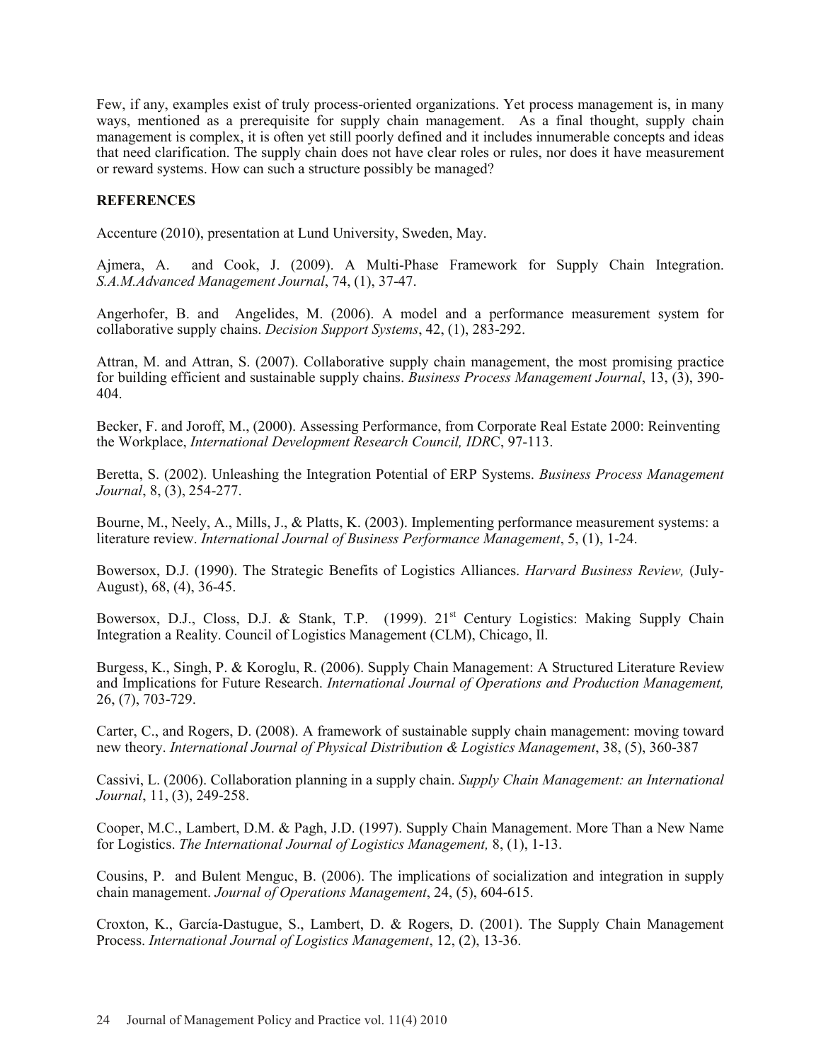Few, if any, examples exist of truly process-oriented organizations. Yet process management is, in many ways, mentioned as a prerequisite for supply chain management. As a final thought, supply chain management is complex, it is often yet still poorly defined and it includes innumerable concepts and ideas that need clarification. The supply chain does not have clear roles or rules, nor does it have measurement or reward systems. How can such a structure possibly be managed?

## REFERENCES

Accenture (2010), presentation at Lund University, Sweden, May.

Ajmera, A. and Cook, J. (2009). A Multi-Phase Framework for Supply Chain Integration. *S.A.M.Advanced Management Journal*, 74, (1), 37-47.

Angerhofer, B. and Angelides, M. (2006). A model and a performance measurement system for collaborative supply chains. *Decision Support Systems*, 42, (1), 283-292.

Attran, M. and Attran, S. (2007). Collaborative supply chain management, the most promising practice for building efficient and sustainable supply chains. *Business Process Management Journal*, 13, (3), 390-404.

Becker, F. and Joroff, M., (2000). Assessing Performance, from Corporate Real Estate 2000: Reinventing the Workplace, *International Development Research Council, IDRC*, 97-113.

Beretta, S. (2002). Unleashing the Integration Potential of ERP Systems. *Business Process Management Journal*, 8, (3), 254-277.

Bourne, M., Neely, A., Mills, J., & Platts, K. (2003). Implementing performance measurement systems: a literature review. *International Journal of Business Performance Management*, 5, (1), 1-24.

Bowersox, D.J. (1990). The Strategic Benefits of Logistics Alliances. *Harvard Business Review,* (July-August), 68, (4), 36-45.

Bowersox, D.J., Closs, D.J. & Stank, T.P. (1999). 21st Century Logistics: Making Supply Chain Integration a Reality. Council of Logistics Management (CLM), Chicago, Il.

Burgess, K., Singh, P. & Koroglu, R. (2006). Supply Chain Management: A Structured Literature Review and Implications for Future Research. *International Journal of Operations and Production Management,* 26, (7), 703-729.

Carter, C., and Rogers, D. (2008). A framework of sustainable supply chain management: moving toward new theory. *International Journal of Physical Distribution & Logistics Management*, 38, (5), 360-387

Cassivi, L. (2006). Collaboration planning in a supply chain. *Supply Chain Management: an International Journal*, 11, (3), 249-258.

Cooper, M.C., Lambert, D.M. & Pagh, J.D. (1997). Supply Chain Management. More Than a New Name for Logistics. *The International Journal of Logistics Management,* 8, (1), 1-13.

Cousins, P. and Bulent Menguc, B. (2006). The implications of socialization and integration in supply chain management. *Journal of Operations Management*, 24, (5), 604-615.

Croxton, K., García-Dastugue, S., Lambert, D. & Rogers, D. (2001). The Supply Chain Management Process. *International Journal of Logistics Management*, 12, (2), 13-36.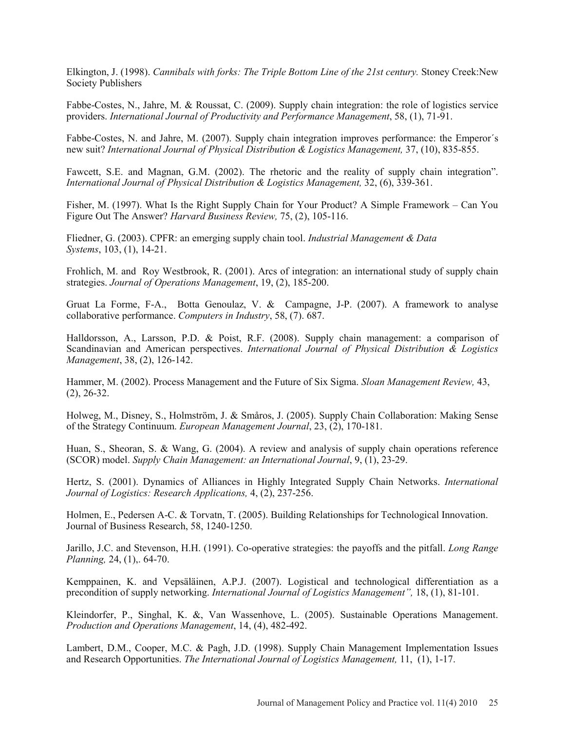Elkington, J. (1998). *Cannibals with forks: The Triple Bottom Line of the 21st century.* Stoney Creek:New Society Publishers

Fabbe-Costes, N., Jahre, M. & Roussat, C. (2009). Supply chain integration: the role of logistics service providers. *International Journal of Productivity and Performance Management*, 58, (1), 71-91.

Fabbe-Costes, N. and Jahre, M. (2007). Supply chain integration improves performance: the Emperor´s new suit? *International Journal of Physical Distribution & Logistics Management,* 37, (10), 835-855.

Fawcett, S.E. and Magnan, G.M. (2002). The rhetoric and the reality of supply chain integration". *International Journal of Physical Distribution & Logistics Management,* 32, (6), 339-361.

Fisher, M. (1997). What Is the Right Supply Chain for Your Product? A Simple Framework – Can You Figure Out The Answer? *Harvard Business Review,* 75, (2), 105-116.

Fliedner, G. (2003). CPFR: an emerging supply chain tool. *Industrial Management & Data Systems*, 103, (1), 14-21.

Frohlich, M. and Roy Westbrook, R. (2001). Arcs of integration: an international study of supply chain strategies. *Journal of Operations Management*, 19, (2), 185-200.

Gruat La Forme, F-A., Botta Genoulaz, V. & Campagne, J-P. (2007). A framework to analyse collaborative performance. *Computers in Industry*, 58, (7). 687.

Halldorsson, A., Larsson, P.D. & Poist, R.F. (2008). Supply chain management: a comparison of Scandinavian and American perspectives. *International Journal of Physical Distribution & Logistics Management*, 38, (2), 126-142.

Hammer, M. (2002). Process Management and the Future of Six Sigma. *Sloan Management Review,* 43, (2), 26-32.

Holweg, M., Disney, S., Holmström, J. & Småros, J. (2005). Supply Chain Collaboration: Making Sense of the Strategy Continuum. *European Management Journal*, 23, (2), 170-181.

Huan, S., Sheoran, S. & Wang, G. (2004). A review and analysis of supply chain operations reference (SCOR) model. *Supply Chain Management: an International Journal*, 9, (1), 23-29.

Hertz, S. (2001). Dynamics of Alliances in Highly Integrated Supply Chain Networks. *International Journal of Logistics: Research Applications,* 4, (2), 237-256.

Holmen, E., Pedersen A-C. & Torvatn, T. (2005). Building Relationships for Technological Innovation. Journal of Business Research, 58, 1240-1250.

Jarillo, J.C. and Stevenson, H.H. (1991). Co-operative strategies: the payoffs and the pitfall. *Long Range Planning,* 24, (1),. 64-70.

Kemppainen, K. and Vepsäläinen, A.P.J. (2007). Logistical and technological differentiation as a precondition of supply networking. *International Journal of Logistics Management",* 18, (1), 81-101.

Kleindorfer, P., Singhal, K. &, Van Wassenhove, L. (2005). Sustainable Operations Management. *Production and Operations Management*, 14, (4), 482-492.

Lambert, D.M., Cooper, M.C. & Pagh, J.D. (1998). Supply Chain Management Implementation Issues and Research Opportunities. *The International Journal of Logistics Management,* 11, (1), 1-17.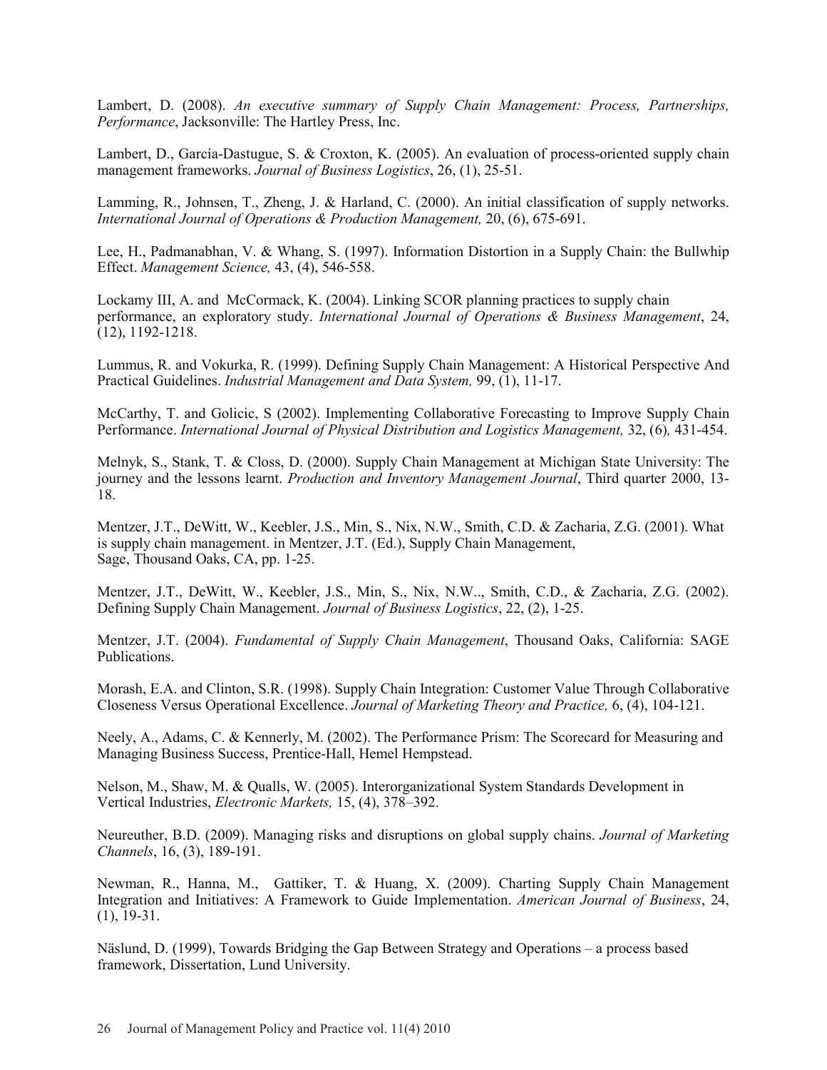Lambert, D. (2008). *An executive summary of Supply Chain Management: Process, Partnerships, Performance*, Jacksonville: The Hartley Press, Inc.

Lambert, D., García-Dastugue, S. & Croxton, K. (2005). An evaluation of process-oriented supply chain management frameworks. *Journal of Business Logistics*, 26, (1), 25-51.

Lamming, R., Johnsen, T., Zheng, J. & Harland, C. (2000). An initial classification of supply networks. *International Journal of Operations & Production Management,* 20, (6), 675-691.

Lee, H., Padmanabhan, V. & Whang, S. (1997). Information Distortion in a Supply Chain: the Bullwhip Effect. *Management Science,* 43, (4), 546-558.

Lockamy III, A. and McCormack, K. (2004). Linking SCOR planning practices to supply chain performance, an exploratory study. *International Journal of Operations & Business Management*, 24, (12), 1192-1218.

Lummus, R. and Vokurka, R. (1999). Defining Supply Chain Management: A Historical Perspective And Practical Guidelines. *Industrial Management and Data System,* 99, (1), 11-17.

McCarthy, T. and Golicic, S (2002). Implementing Collaborative Forecasting to Improve Supply Chain Performance. *International Journal of Physical Distribution and Logistics Management,* 32, (6)*,* 431-454.

Melnyk, S., Stank, T. & Closs, D. (2000). Supply Chain Management at Michigan State University: The journey and the lessons learnt. *Production and Inventory Management Journal*, Third quarter 2000, 13-18.

Mentzer, J.T., DeWitt, W., Keebler, J.S., Min, S., Nix, N.W., Smith, C.D. & Zacharia, Z.G. (2001). What is supply chain management. in Mentzer, J.T. (Ed.), Supply Chain Management, Sage, Thousand Oaks, CA, pp. 1-25.

Mentzer, J.T., DeWitt, W., Keebler, J.S., Min, S., Nix, N.W.., Smith, C.D., & Zacharia, Z.G. (2002). Defining Supply Chain Management. *Journal of Business Logistics*, 22, (2), 1-25.

Mentzer, J.T. (2004). *Fundamental of Supply Chain Management*, Thousand Oaks, California: SAGE Publications.

Morash, E.A. and Clinton, S.R. (1998). Supply Chain Integration: Customer Value Through Collaborative Closeness Versus Operational Excellence. *Journal of Marketing Theory and Practice,* 6, (4), 104-121.

Neely, A., Adams, C. & Kennerly, M. (2002). The Performance Prism: The Scorecard for Measuring and Managing Business Success, Prentice-Hall, Hemel Hempstead.

Nelson, M., Shaw, M. & Qualls, W. (2005). Interorganizational System Standards Development in Vertical Industries, *Electronic Markets,* 15, (4), 378–392.

Neureuther, B.D. (2009). Managing risks and disruptions on global supply chains. *Journal of Marketing Channels*, 16, (3), 189-191.

Newman, R., Hanna, M., Gattiker, T. & Huang, X. (2009). Charting Supply Chain Management Integration and Initiatives: A Framework to Guide Implementation. *American Journal of Business*, 24, (1), 19-31.

Näslund, D. (1999), Towards Bridging the Gap Between Strategy and Operations – a process based framework, Dissertation, Lund University.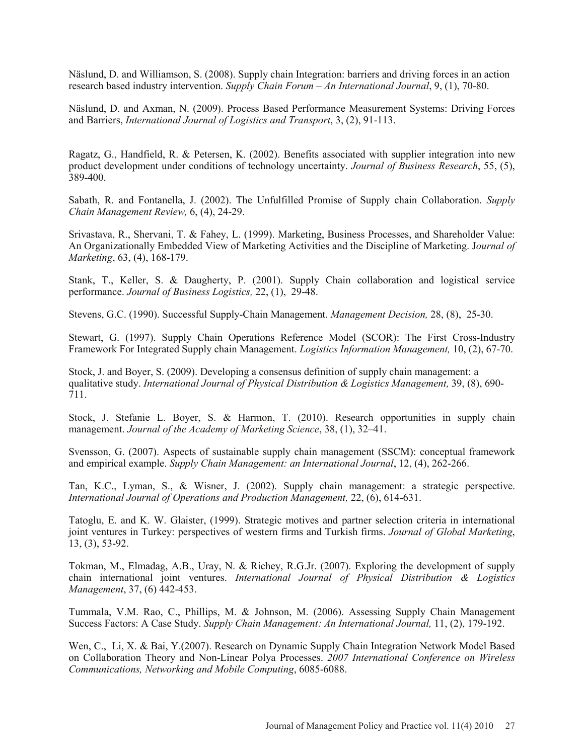Näslund, D. and Williamson, S. (2008). Supply chain Integration: barriers and driving forces in an action research based industry intervention. *Supply Chain Forum – An International Journal*, 9, (1), 70-80.

Näslund, D. and Axman, N. (2009). Process Based Performance Measurement Systems: Driving Forces and Barriers, *International Journal of Logistics and Transport*, 3, (2), 91-113.

Ragatz, G., Handfield, R. & Petersen, K. (2002). Benefits associated with supplier integration into new product development under conditions of technology uncertainty. *Journal of Business Research*, 55, (5), 389-400.

Sabath, R. and Fontanella, J. (2002). The Unfulfilled Promise of Supply chain Collaboration. *Supply Chain Management Review,* 6, (4), 24-29.

Srivastava, R., Shervani, T. & Fahey, L. (1999). Marketing, Business Processes, and Shareholder Value: An Organizationally Embedded View of Marketing Activities and the Discipline of Marketing. J*ournal of Marketing*, 63, (4), 168-179.

Stank, T., Keller, S. & Daugherty, P. (2001). Supply Chain collaboration and logistical service performance. *Journal of Business Logistics,* 22, (1), 29-48.

Stevens, G.C. (1990). Successful Supply-Chain Management. *Management Decision,* 28, (8), 25-30.

Stewart, G. (1997). Supply Chain Operations Reference Model (SCOR): The First Cross-Industry Framework For Integrated Supply chain Management. *Logistics Information Management,* 10, (2), 67-70.

Stock, J. and Boyer, S. (2009). Developing a consensus definition of supply chain management: a qualitative study. *International Journal of Physical Distribution & Logistics Management,* 39, (8), 690-711.

Stock, J. Stefanie L. Boyer, S. & Harmon, T. (2010). Research opportunities in supply chain management. *Journal of the Academy of Marketing Science*, 38, (1), 32–41.

Svensson, G. (2007). Aspects of sustainable supply chain management (SSCM): conceptual framework and empirical example. *Supply Chain Management: an International Journal*, 12, (4), 262-266.

Tan, K.C., Lyman, S., & Wisner, J. (2002). Supply chain management: a strategic perspective. *International Journal of Operations and Production Management,* 22, (6), 614-631.

Tatoglu, E. and K. W. Glaister, (1999). Strategic motives and partner selection criteria in international joint ventures in Turkey: perspectives of western firms and Turkish firms. *Journal of Global Marketing*, 13, (3), 53-92.

Tokman, M., Elmadag, A.B., Uray, N. & Richey, R.G.Jr. (2007). Exploring the development of supply chain international joint ventures. *International Journal of Physical Distribution & Logistics Management*, 37, (6) 442-453.

Tummala, V.M. Rao, C., Phillips, M. & Johnson, M. (2006). Assessing Supply Chain Management Success Factors: A Case Study. *Supply Chain Management: An International Journal,* 11, (2), 179-192.

Wen, C., Li, X. & Bai, Y.(2007). Research on Dynamic Supply Chain Integration Network Model Based on Collaboration Theory and Non-Linear Polya Processes. *2007 International Conference on Wireless Communications, Networking and Mobile Computing*, 6085-6088.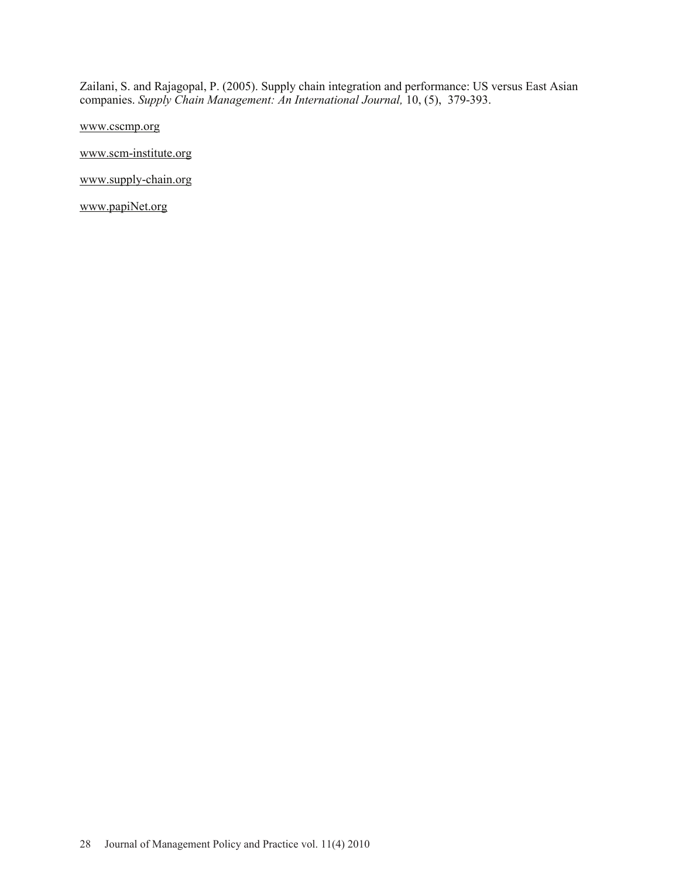Zailani, S. and Rajagopal, P. (2005). Supply chain integration and performance: US versus East Asian companies. *Supply Chain Management: An International Journal,* 10, (5), 379-393.

www.cscmp.org

www.scm-institute.org

www.supply-chain.org

www.papiNet.org